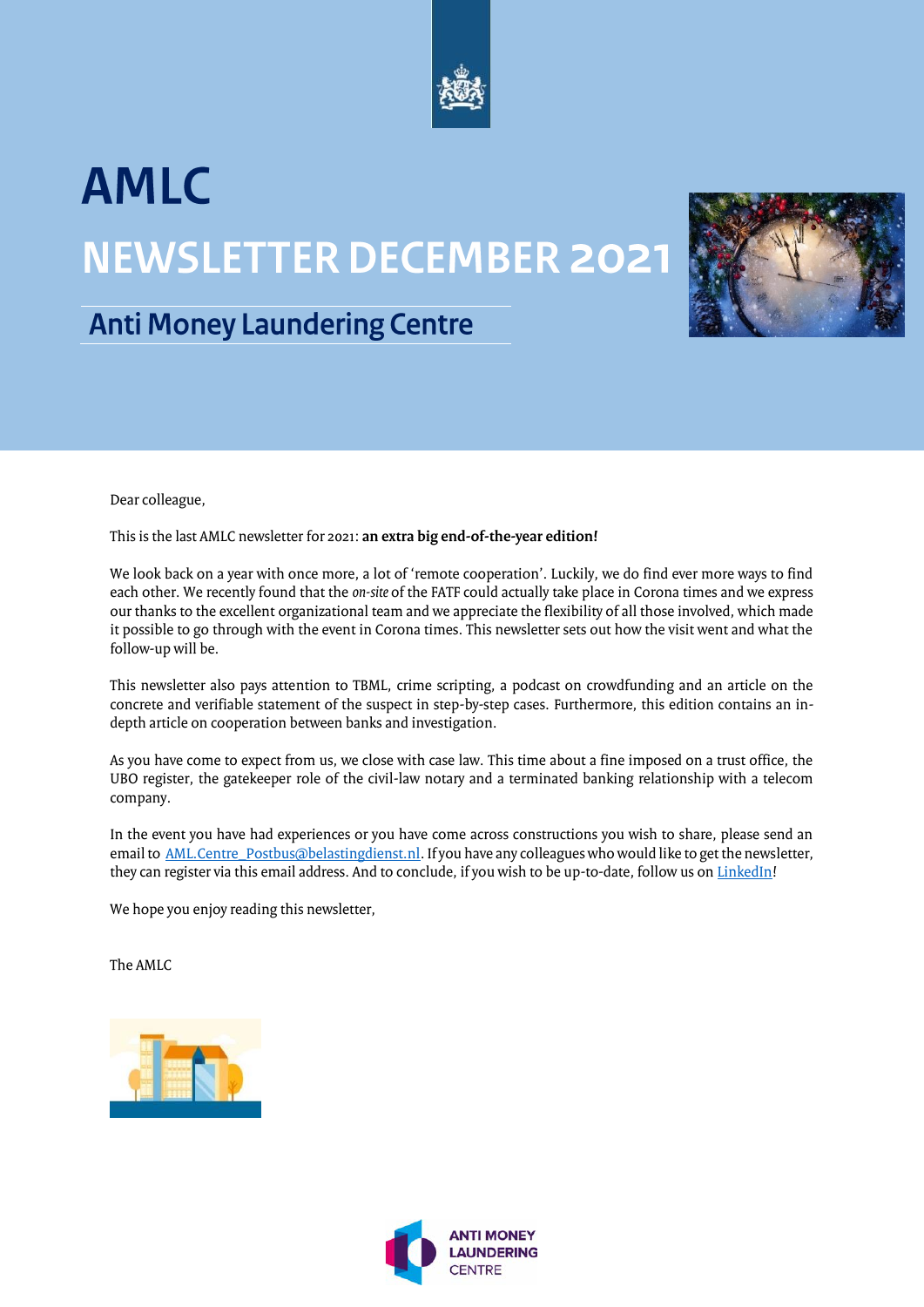# AMLC

# NEWSLETTER DECEMBER 2021

## Anti Money Laundering Centre

Dear colleague,

This is the last AMLC newsletter for 2021: **an extra big end-of-the-year edition!**

We look back on a year with once more, a lot of 'remote cooperation'. Luckily, we do find ever more ways to find each other. We recently found that the *on-site* of the FATF could actually take place in Corona times and we express our thanks to the excellent organizational team and we appreciate the flexibility of all those involved, which made it possible to go through with the event in Corona times. This newsletter sets out how the visit went and what the follow-up will be.

This newsletter also pays attention to TBML, crime scripting, a podcast on crowdfunding and an article on the concrete and verifiable statement of the suspect in step-by-step cases. Furthermore, this edition contains an in-depth article on cooperation between banks and investigation.

As you have come to expect from us, we close with case law. This time about a fine imposed on a trust office, the UBO register, the gatekeeper role of the civil-law notary and a terminated banking relationship with a telecom company.

In the event you have had experiences or you have come across constructions you wish to share, please send an email to [AML.Centre_Postbus@belastingdienst.nl](mailto:AML.Centre_Postbus@belastingdienst.nl). If you have any colleagues who would like to get the newsletter, they can register via this email address. And to conclude, if you wish to be up-to-date, follow us on [LinkedIn](LinkedIn)!

We hope you enjoy reading this newsletter,

The AMLC

ANTI MONEY LAUNDERING CENTRE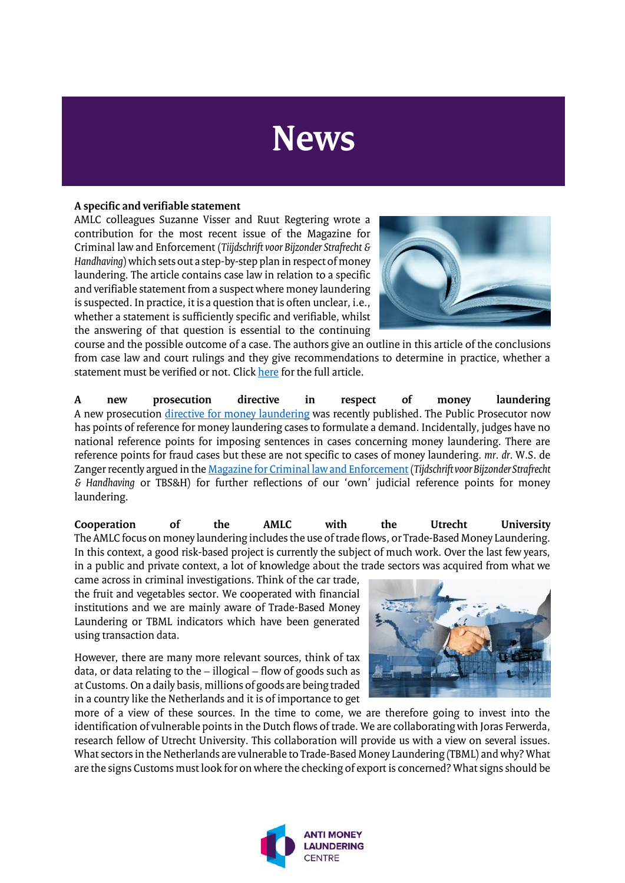# News

**A specific and verifiable statement**

AMLC colleagues Suzanne Visser and Ruut Regtering wrote a contribution for the most recent issue of the Magazine for Criminal law and Enforcement (*Tijdschrift voor Bijzonder Strafrecht & Handhaving*) which sets out a step-by-step plan in respect of money laundering. The article contains case law in relation to a specific and verifiable statement from a suspect where money laundering is suspected. In practice, it is a question that is often unclear, i.e., whether a statement is sufficiently specific and verifiable, whilst the answering of that question is essential to the continuing course and the possible outcome of a case. The authors give an outline in this article of the conclusions from case law and court rulings and they give recommendations to determine in practice, whether a statement must be verified or not. Click here for the full article.

**A new prosecution directive in respect of money laundering**

A new prosecution directive for money laundering was recently published. The Public Prosecutor now has points of reference for money laundering cases to formulate a demand. Incidentally, judges have no national reference points for imposing sentences in cases concerning money laundering. There are reference points for fraud cases but these are not specific to cases of money laundering. *mr. dr.* W.S. de Zanger recently argued in the Magazine for Criminal law and Enforcement (*Tijdschrift voor Bijzonder Strafrecht & Handhaving* or TBS&H) for further reflections of our 'own' judicial reference points for money laundering.

**Cooperation of the AMLC with the Utrecht University**

The AMLC focus on money laundering includes the use of trade flows, or Trade-Based Money Laundering. In this context, a good risk-based project is currently the subject of much work. Over the last few years, in a public and private context, a lot of knowledge about the trade sectors was acquired from what we came across in criminal investigations. Think of the car trade, the fruit and vegetables sector. We cooperated with financial institutions and we are mainly aware of Trade-Based Money Laundering or TBML indicators which have been generated using transaction data.

However, there are many more relevant sources, think of tax data, or data relating to the – illogical – flow of goods such as at Customs. On a daily basis, millions of goods are being traded in a country like the Netherlands and it is of importance to get more of a view of these sources. In the time to come, we are therefore going to invest into the identification of vulnerable points in the Dutch flows of trade. We are collaborating with Joras Ferwerda, research fellow of Utrecht University. This collaboration will provide us with a view on several issues. What sectors in the Netherlands are vulnerable to Trade-Based Money Laundering (TBML) and why? What are the signs Customs must look for on where the checking of export is concerned? What signs should be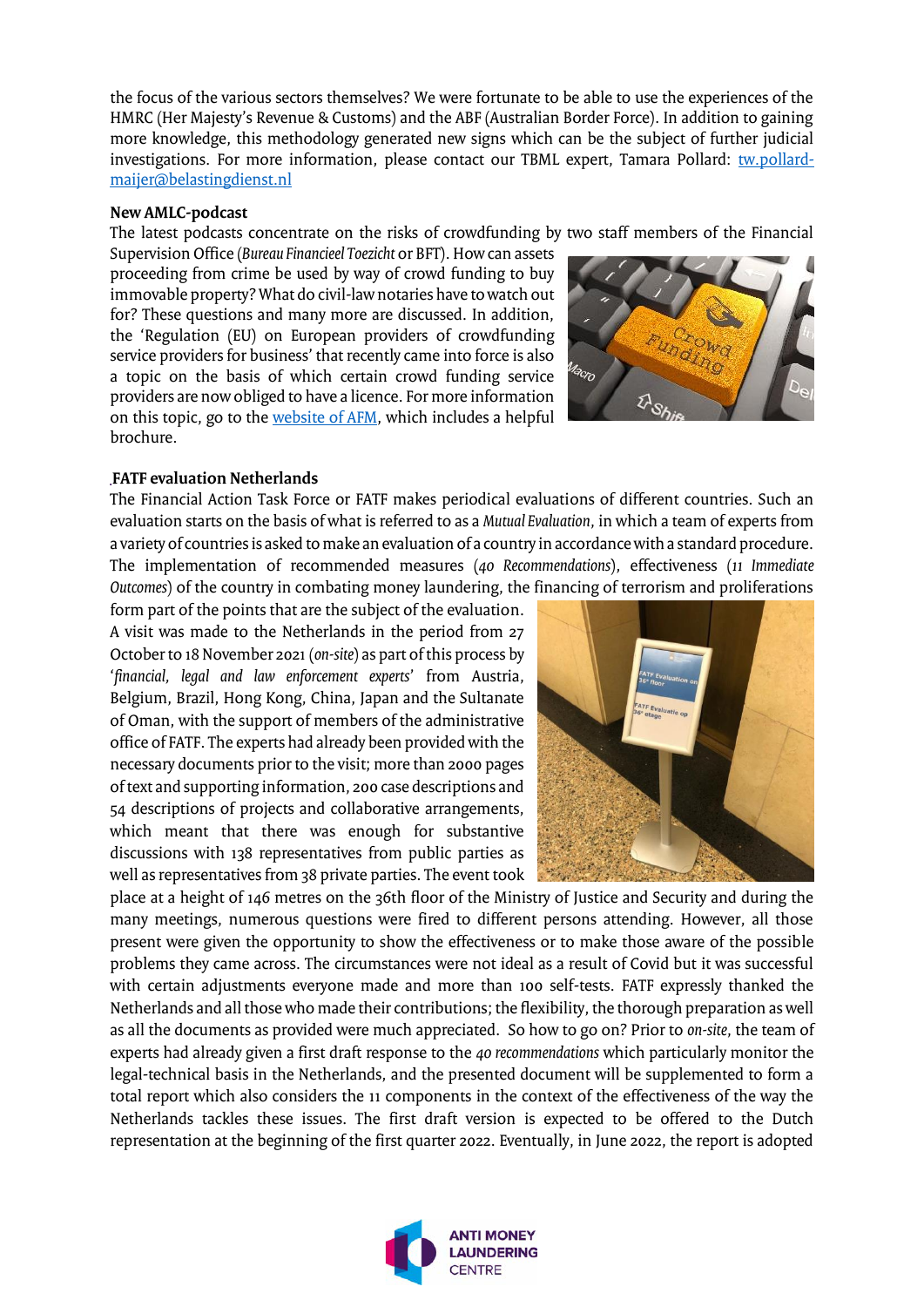the focus of the various sectors themselves? We were fortunate to be able to use the experiences of the HMRC (Her Majesty's Revenue & Customs) and the ABF (Australian Border Force). In addition to gaining more knowledge, this methodology generated new signs which can be the subject of further judicial investigations. For more information, please contact our TBML expert, Tamara Pollard: tw.pollard-maijer@belastingdienst.nl

**New AMLC-podcast**

The latest podcasts concentrate on the risks of crowdfunding by two staff members of the Financial Supervision Office (*Bureau Financieel Toezicht* or BFT). How can assets proceeding from crime be used by way of crowd funding to buy immovable property? What do civil-law notaries have to watch out for? These questions and many more are discussed. In addition, the 'Regulation (EU) on European providers of crowdfunding service providers for business' that recently came into force is also a topic on the basis of which certain crowd funding service providers are now obliged to have a licence. For more information on this topic, go to the website of AFM, which includes a helpful brochure.

**FATF evaluation Netherlands**

The Financial Action Task Force or FATF makes periodical evaluations of different countries. Such an evaluation starts on the basis of what is referred to as a *Mutual Evaluation*, in which a team of experts from a variety of countries is asked to make an evaluation of a country in accordance with a standard procedure. The implementation of recommended measures (*40 Recommendations*), effectiveness (*11 Immediate Outcomes*) of the country in combating money laundering, the financing of terrorism and proliferations form part of the points that are the subject of the evaluation. A visit was made to the Netherlands in the period from 27 October to 18 November 2021 (*on-site*) as part of this process by '*financial, legal and law enforcement experts*' from Austria, Belgium, Brazil, Hong Kong, China, Japan and the Sultanate of Oman, with the support of members of the administrative office of FATF. The experts had already been provided with the necessary documents prior to the visit; more than 2000 pages of text and supporting information, 200 case descriptions and 54 descriptions of projects and collaborative arrangements, which meant that there was enough for substantive discussions with 138 representatives from public parties as well as representatives from 38 private parties. The event took place at a height of 146 metres on the 36th floor of the Ministry of Justice and Security and during the many meetings, numerous questions were fired to different persons attending. However, all those present were given the opportunity to show the effectiveness or to make those aware of the possible problems they came across. The circumstances were not ideal as a result of Covid but it was successful with certain adjustments everyone made and more than 100 self-tests. FATF expressly thanked the Netherlands and all those who made their contributions; the flexibility, the thorough preparation as well as all the documents as provided were much appreciated. So how to go on? Prior to *on-site*, the team of experts had already given a first draft response to the *40 recommendations* which particularly monitor the legal-technical basis in the Netherlands, and the presented document will be supplemented to form a total report which also considers the 11 components in the context of the effectiveness of the way the Netherlands tackles these issues. The first draft version is expected to be offered to the Dutch representation at the beginning of the first quarter 2022. Eventually, in June 2022, the report is adopted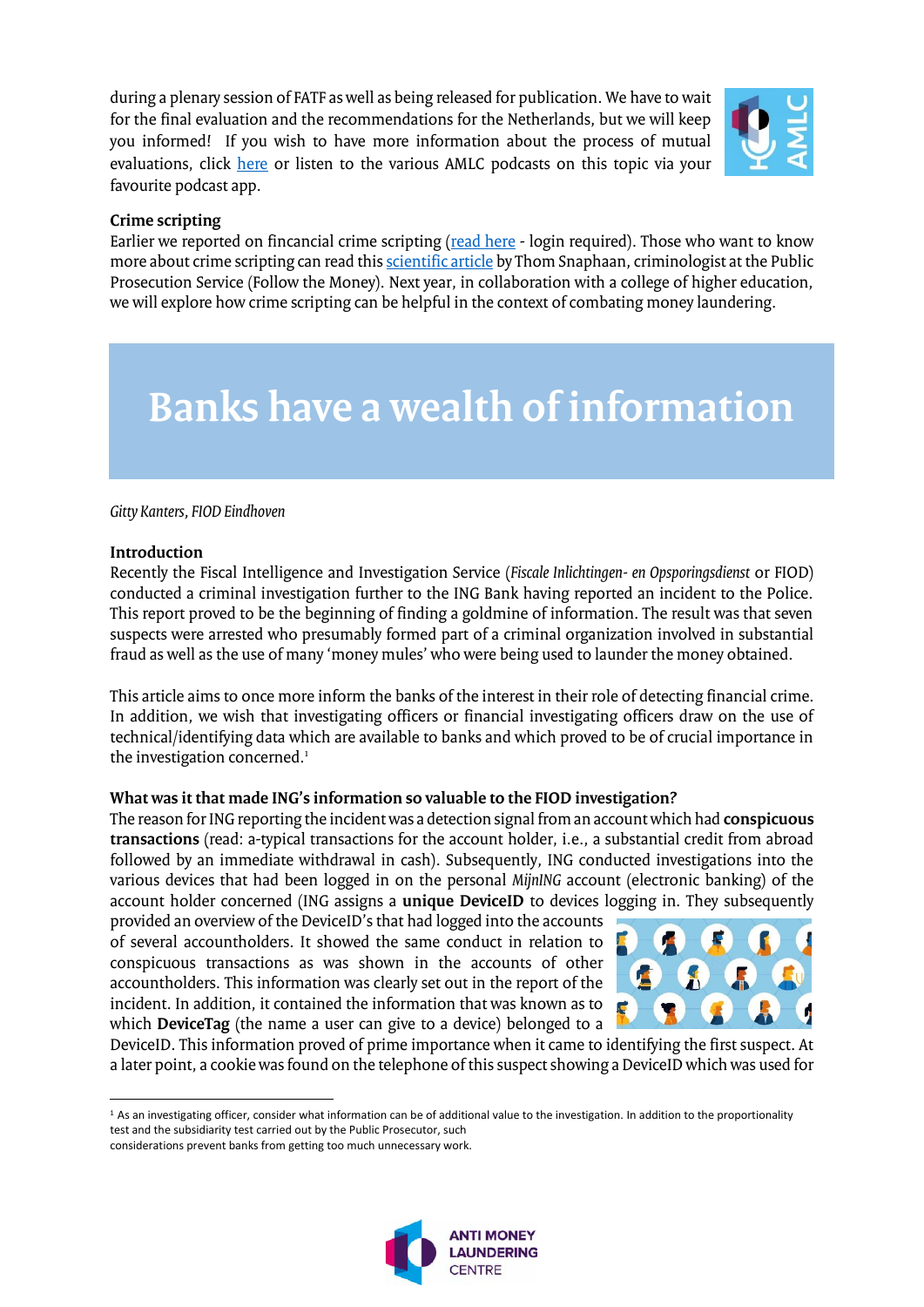during a plenary session of FATF as well as being released for publication. We have to wait for the final evaluation and the recommendations for the Netherlands, but we will keep you informed! If you wish to have more information about the process of mutual evaluations, click here or listen to the various AMLC podcasts on this topic via your favourite podcast app.

**Crime scripting**

Earlier we reported on fincancial crime scripting (read here - login required). Those who want to know more about crime scripting can read this scientific article by Thom Snaphaan, criminologist at the Public Prosecution Service (Follow the Money). Next year, in collaboration with a college of higher education, we will explore how crime scripting can be helpful in the context of combating money laundering.

# Banks have a wealth of information

*Gitty Kanters, FIOD Eindhoven*

**Introduction**

Recently the Fiscal Intelligence and Investigation Service (*Fiscale Inlichtingen- en Opsporingsdienst* or FIOD) conducted a criminal investigation further to the ING Bank having reported an incident to the Police. This report proved to be the beginning of finding a goldmine of information. The result was that seven suspects were arrested who presumably formed part of a criminal organization involved in substantial fraud as well as the use of many 'money mules' who were being used to launder the money obtained.

This article aims to once more inform the banks of the interest in their role of detecting financial crime. In addition, we wish that investigating officers or financial investigating officers draw on the use of technical/identifying data which are available to banks and which proved to be of crucial importance in the investigation concerned.[1]

**What was it that made ING's information so valuable to the FIOD investigation?**

The reason for ING reporting the incident was a detection signal from an account which had **conspicuous transactions** (read: a-typical transactions for the account holder, i.e., a substantial credit from abroad followed by an immediate withdrawal in cash). Subsequently, ING conducted investigations into the various devices that had been logged in on the personal *MijnING* account (electronic banking) of the account holder concerned (ING assigns a **unique DeviceID** to devices logging in. They subsequently provided an overview of the DeviceID's that had logged into the accounts of several accountholders. It showed the same conduct in relation to conspicuous transactions as was shown in the accounts of other accountholders. This information was clearly set out in the report of the incident. In addition, it contained the information that was known as to which **DeviceTag** (the name a user can give to a device) belonged to a DeviceID. This information proved of prime importance when it came to identifying the first suspect. At a later point, a cookie was found on the telephone of this suspect showing a DeviceID which was used for

---

[1] As an investigating officer, consider what information can be of additional value to the investigation. In addition to the proportionality test and the subsidiarity test carried out by the Public Prosecutor, such considerations prevent banks from getting too much unnecessary work.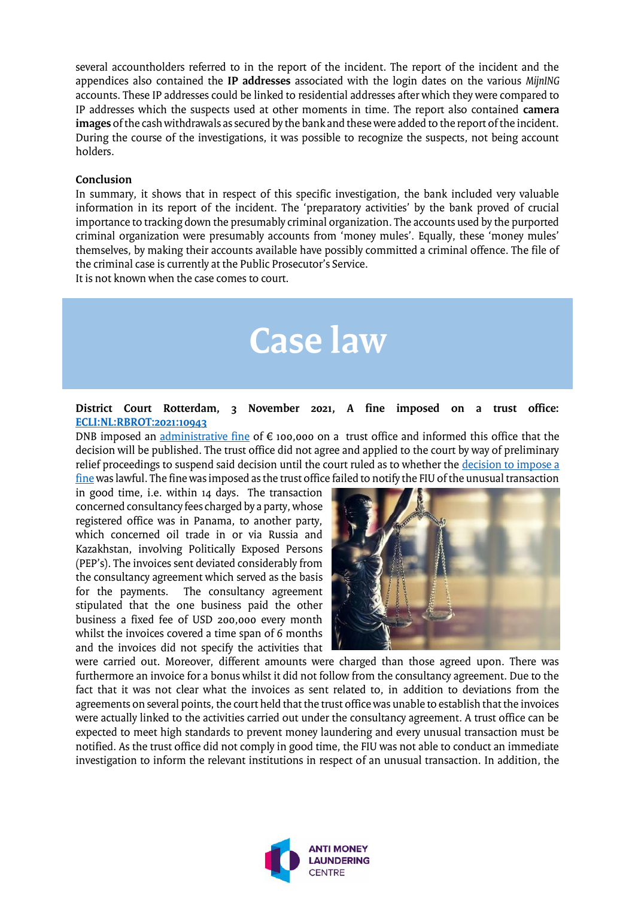several accountholders referred to in the report of the incident. The report of the incident and the appendices also contained the **IP addresses** associated with the login dates on the various *MijnING* accounts. These IP addresses could be linked to residential addresses after which they were compared to IP addresses which the suspects used at other moments in time. The report also contained **camera images** of the cash withdrawals as secured by the bank and these were added to the report of the incident. During the course of the investigations, it was possible to recognize the suspects, not being account holders.

**Conclusion**

In summary, it shows that in respect of this specific investigation, the bank included very valuable information in its report of the incident. The 'preparatory activities' by the bank proved of crucial importance to tracking down the presumably criminal organization. The accounts used by the purported criminal organization were presumably accounts from 'money mules'. Equally, these 'money mules' themselves, by making their accounts available have possibly committed a criminal offence. The file of the criminal case is currently at the Public Prosecutor's Service.
It is not known when the case comes to court.

# Case law

**District Court Rotterdam, 3 November 2021, A fine imposed on a trust office: ECLI:NL:RBROT:2021:10943**

DNB imposed an administrative fine of € 100,000 on a trust office and informed this office that the decision will be published. The trust office did not agree and applied to the court by way of preliminary relief proceedings to suspend said decision until the court ruled as to whether the decision to impose a fine was lawful. The fine was imposed as the trust office failed to notify the FIU of the unusual transaction in good time, i.e. within 14 days. The transaction concerned consultancy fees charged by a party, whose registered office was in Panama, to another party, which concerned oil trade in or via Russia and Kazakhstan, involving Politically Exposed Persons (PEP's). The invoices sent deviated considerably from the consultancy agreement which served as the basis for the payments. The consultancy agreement stipulated that the one business paid the other business a fixed fee of USD 200,000 every month whilst the invoices covered a time span of 6 months and the invoices did not specify the activities that were carried out. Moreover, different amounts were charged than those agreed upon. There was furthermore an invoice for a bonus whilst it did not follow from the consultancy agreement. Due to the fact that it was not clear what the invoices as sent related to, in addition to deviations from the agreements on several points, the court held that the trust office was unable to establish that the invoices were actually linked to the activities carried out under the consultancy agreement. A trust office can be expected to meet high standards to prevent money laundering and every unusual transaction must be notified. As the trust office did not comply in good time, the FIU was not able to conduct an immediate investigation to inform the relevant institutions in respect of an unusual transaction. In addition, the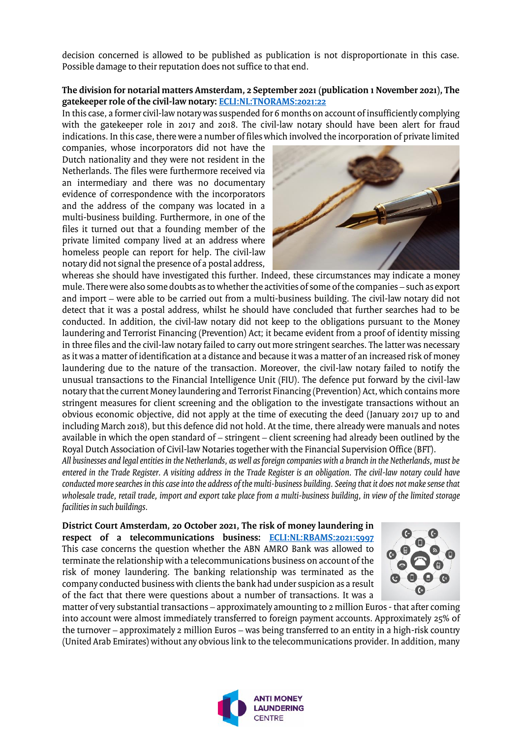decision concerned is allowed to be published as publication is not disproportionate in this case. Possible damage to their reputation does not suffice to that end.

**The division for notarial matters Amsterdam, 2 September 2021 (publication 1 November 2021), The gatekeeper role of the civil-law notary: ECLI:NL:TNORAMS:2021:22**

In this case, a former civil-law notary was suspended for 6 months on account of insufficiently complying with the gatekeeper role in 2017 and 2018. The civil-law notary should have been alert for fraud indications. In this case, there were a number of files which involved the incorporation of private limited companies, whose incorporators did not have the Dutch nationality and they were not resident in the Netherlands. The files were furthermore received via an intermediary and there was no documentary evidence of correspondence with the incorporators and the address of the company was located in a multi-business building. Furthermore, in one of the files it turned out that a founding member of the private limited company lived at an address where homeless people can report for help. The civil-law notary did not signal the presence of a postal address, whereas she should have investigated this further. Indeed, these circumstances may indicate a money mule. There were also some doubts as to whether the activities of some of the companies – such as export and import – were able to be carried out from a multi-business building. The civil-law notary did not detect that it was a postal address, whilst he should have concluded that further searches had to be conducted. In addition, the civil-law notary did not keep to the obligations pursuant to the Money laundering and Terrorist Financing (Prevention) Act; it became evident from a proof of identity missing in three files and the civil-law notary failed to carry out more stringent searches. The latter was necessary as it was a matter of identification at a distance and because it was a matter of an increased risk of money laundering due to the nature of the transaction. Moreover, the civil-law notary failed to notify the unusual transactions to the Financial Intelligence Unit (FIU). The defence put forward by the civil-law notary that the current Money laundering and Terrorist Financing (Prevention) Act, which contains more stringent measures for client screening and the obligation to the investigate transactions without an obvious economic objective, did not apply at the time of executing the deed (January 2017 up to and including March 2018), but this defence did not hold. At the time, there already were manuals and notes available in which the open standard of – stringent – client screening had already been outlined by the Royal Dutch Association of Civil-law Notaries together with the Financial Supervision Office (BFT).

*All businesses and legal entities in the Netherlands, as well as foreign companies with a branch in the Netherlands, must be entered in the Trade Register. A visiting address in the Trade Register is an obligation. The civil-law notary could have conducted more searches in this case into the address of the multi-business building. Seeing that it does not make sense that wholesale trade, retail trade, import and export take place from a multi-business building, in view of the limited storage facilities in such buildings.*

**District Court Amsterdam, 20 October 2021, The risk of money laundering in respect of a telecommunications business: ECLI:NL:RBAMS:2021:5997**

This case concerns the question whether the ABN AMRO Bank was allowed to terminate the relationship with a telecommunications business on account of the risk of money laundering. The banking relationship was terminated as the company conducted business with clients the bank had under suspicion as a result of the fact that there were questions about a number of transactions. It was a matter of very substantial transactions – approximately amounting to 2 million Euros - that after coming into account were almost immediately transferred to foreign payment accounts. Approximately 25% of the turnover – approximately 2 million Euros – was being transferred to an entity in a high-risk country (United Arab Emirates) without any obvious link to the telecommunications provider. In addition, many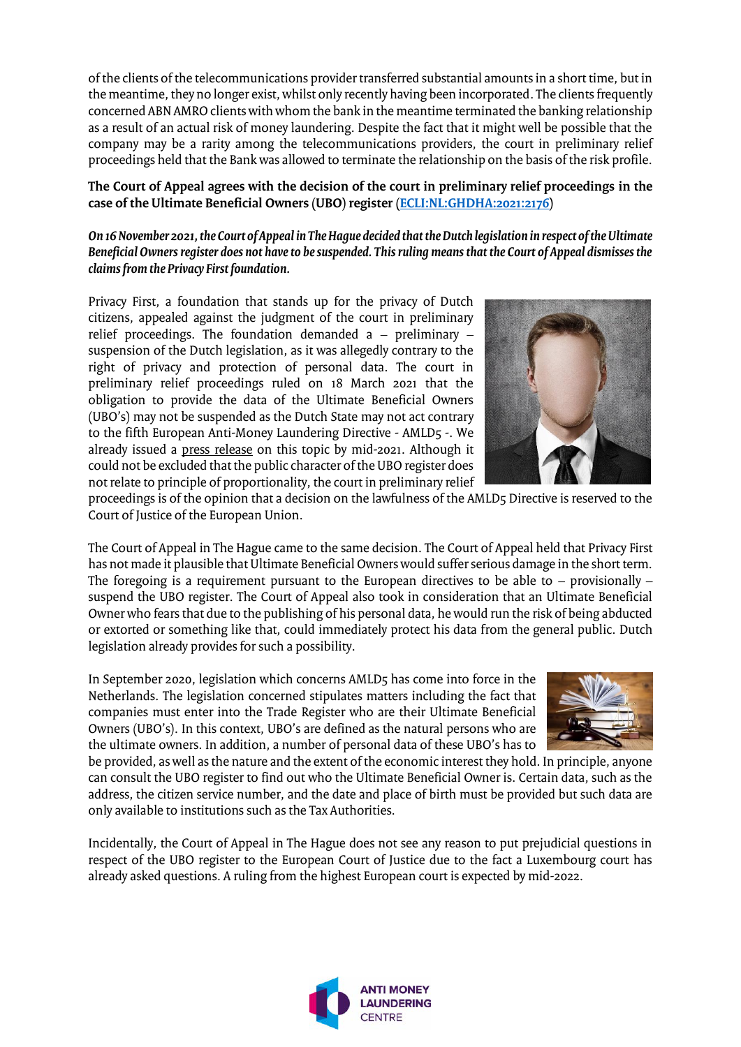of the clients of the telecommunications provider transferred substantial amounts in a short time, but in the meantime, they no longer exist, whilst only recently having been incorporated. The clients frequently concerned ABN AMRO clients with whom the bank in the meantime terminated the banking relationship as a result of an actual risk of money laundering. Despite the fact that it might well be possible that the company may be a rarity among the telecommunications providers, the court in preliminary relief proceedings held that the Bank was allowed to terminate the relationship on the basis of the risk profile.

**The Court of Appeal agrees with the decision of the court in preliminary relief proceedings in the case of the Ultimate Beneficial Owners (UBO) register ([ECLI:NL:GHDHA:2021:2176](ECLI:NL:GHDHA:2021:2176))**

***On 16 November 2021, the Court of Appeal in The Hague decided that the Dutch legislation in respect of the Ultimate Beneficial Owners register does not have to be suspended. This ruling means that the Court of Appeal dismisses the claims from the Privacy First foundation.***

Privacy First, a foundation that stands up for the privacy of Dutch citizens, appealed against the judgment of the court in preliminary relief proceedings. The foundation demanded a – preliminary – suspension of the Dutch legislation, as it was allegedly contrary to the right of privacy and protection of personal data. The court in preliminary relief proceedings ruled on 18 March 2021 that the obligation to provide the data of the Ultimate Beneficial Owners (UBO's) may not be suspended as the Dutch State may not act contrary to the fifth European Anti-Money Laundering Directive - AMLD5 -. We already issued a press release on this topic by mid-2021. Although it could not be excluded that the public character of the UBO register does not relate to principle of proportionality, the court in preliminary relief proceedings is of the opinion that a decision on the lawfulness of the AMLD5 Directive is reserved to the Court of Justice of the European Union.

The Court of Appeal in The Hague came to the same decision. The Court of Appeal held that Privacy First has not made it plausible that Ultimate Beneficial Owners would suffer serious damage in the short term. The foregoing is a requirement pursuant to the European directives to be able to – provisionally – suspend the UBO register. The Court of Appeal also took in consideration that an Ultimate Beneficial Owner who fears that due to the publishing of his personal data, he would run the risk of being abducted or extorted or something like that, could immediately protect his data from the general public. Dutch legislation already provides for such a possibility.

In September 2020, legislation which concerns AMLD5 has come into force in the Netherlands. The legislation concerned stipulates matters including the fact that companies must enter into the Trade Register who are their Ultimate Beneficial Owners (UBO's). In this context, UBO's are defined as the natural persons who are the ultimate owners. In addition, a number of personal data of these UBO's has to be provided, as well as the nature and the extent of the economic interest they hold. In principle, anyone can consult the UBO register to find out who the Ultimate Beneficial Owner is. Certain data, such as the address, the citizen service number, and the date and place of birth must be provided but such data are only available to institutions such as the Tax Authorities.

Incidentally, the Court of Appeal in The Hague does not see any reason to put prejudicial questions in respect of the UBO register to the European Court of Justice due to the fact a Luxembourg court has already asked questions. A ruling from the highest European court is expected by mid-2022.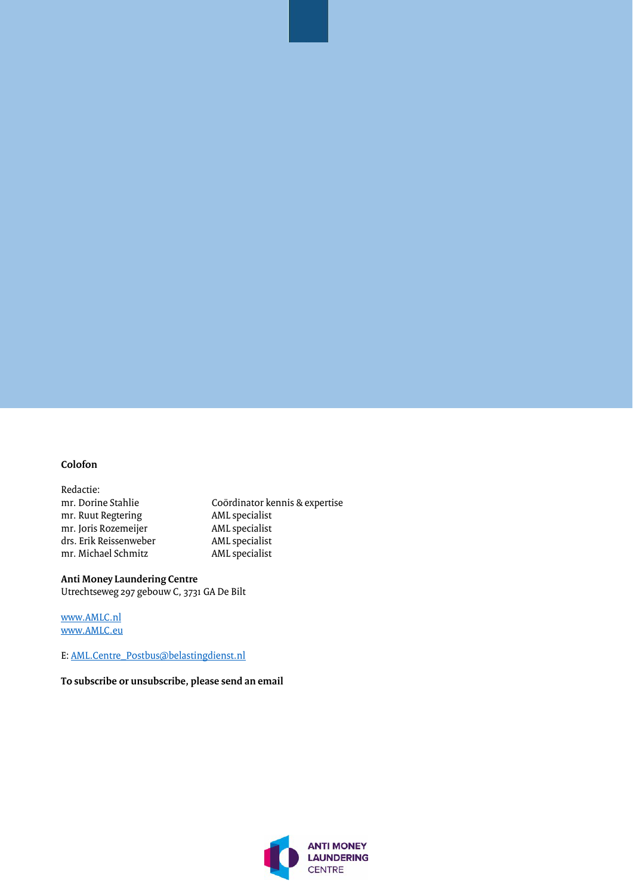**Colofon**

Redactie:

| | |
|---|---|
| mr. Dorine Stahlie | Coördinator kennis & expertise |
| mr. Ruut Regtering | AML specialist |
| mr. Joris Rozemeijer | AML specialist |
| drs. Erik Reissenweber | AML specialist |
| mr. Michael Schmitz | AML specialist |

**Anti Money Laundering Centre**
Utrechtseweg 297 gebouw C, 3731 GA De Bilt

[www.AMLC.nl](www.AMLC.nl)
[www.AMLC.eu](www.AMLC.eu)

E: AML.Centre_Postbus@belastingdienst.nl

**To subscribe or unsubscribe, please send an email**

ANTI MONEY LAUNDERING CENTRE